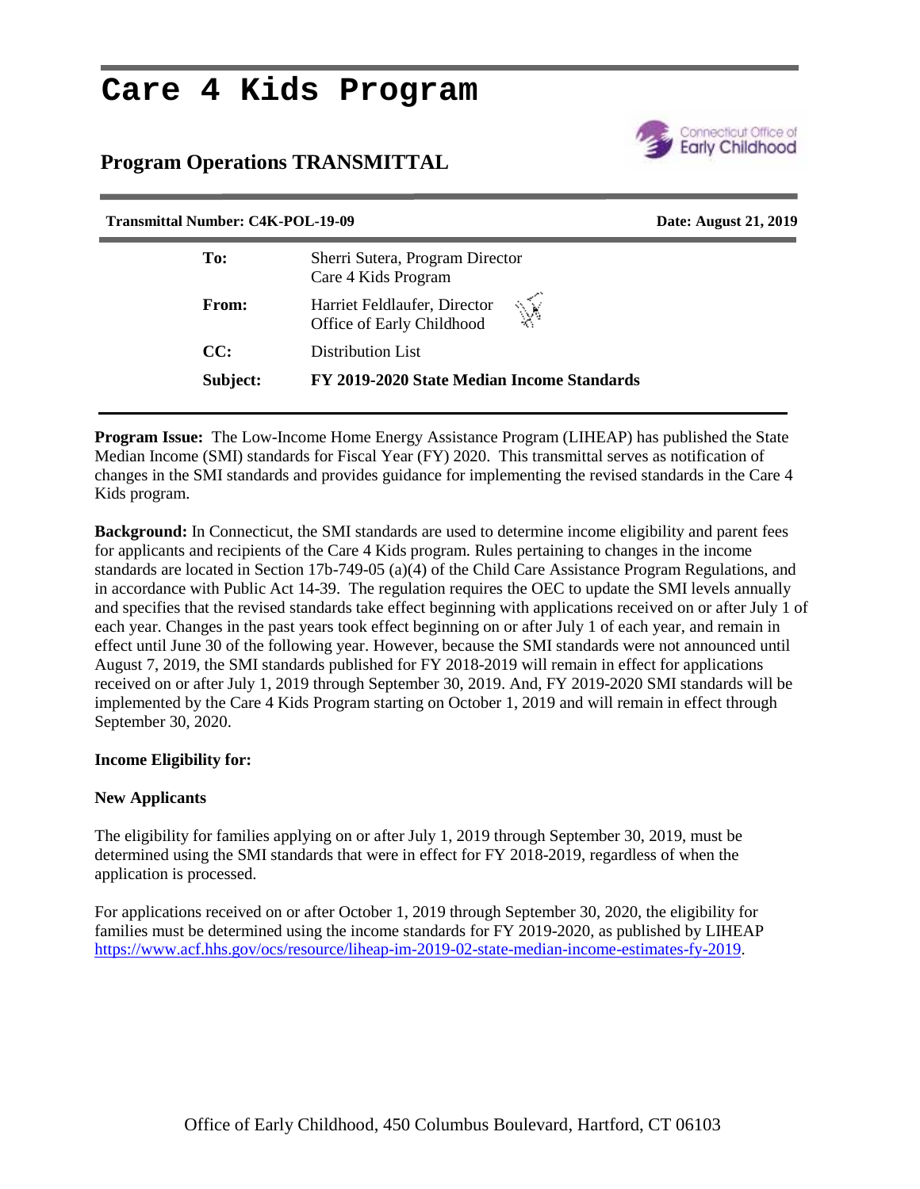# Care 4 Kids Program

## Program Operations TRANSMITTAL

**Transmittal Number: C4K-POL-19-09** **Date: August 21, 2019**

| | |
|---|---|
| **To:** | Sherri Sutera, Program Director<br>Care 4 Kids Program |
| **From:** | Harriet Feldlaufer, Director<br>Office of Early Childhood |
| **CC:** | Distribution List |
| **Subject:** | **FY 2019-2020 State Median Income Standards** |

**Program Issue:** The Low-Income Home Energy Assistance Program (LIHEAP) has published the State Median Income (SMI) standards for Fiscal Year (FY) 2020. This transmittal serves as notification of changes in the SMI standards and provides guidance for implementing the revised standards in the Care 4 Kids program.

**Background:** In Connecticut, the SMI standards are used to determine income eligibility and parent fees for applicants and recipients of the Care 4 Kids program. Rules pertaining to changes in the income standards are located in Section 17b-749-05 (a)(4) of the Child Care Assistance Program Regulations, and in accordance with Public Act 14-39. The regulation requires the OEC to update the SMI levels annually and specifies that the revised standards take effect beginning with applications received on or after July 1 of each year. Changes in the past years took effect beginning on or after July 1 of each year, and remain in effect until June 30 of the following year. However, because the SMI standards were not announced until August 7, 2019, the SMI standards published for FY 2018-2019 will remain in effect for applications received on or after July 1, 2019 through September 30, 2019. And, FY 2019-2020 SMI standards will be implemented by the Care 4 Kids Program starting on October 1, 2019 and will remain in effect through September 30, 2020.

**Income Eligibility for:**

**New Applicants**

The eligibility for families applying on or after July 1, 2019 through September 30, 2019, must be determined using the SMI standards that were in effect for FY 2018-2019, regardless of when the application is processed.

For applications received on or after October 1, 2019 through September 30, 2020, the eligibility for families must be determined using the income standards for FY 2019-2020, as published by LIHEAP https://www.acf.hhs.gov/ocs/resource/liheap-im-2019-02-state-median-income-estimates-fy-2019.

Office of Early Childhood, 450 Columbus Boulevard, Hartford, CT 06103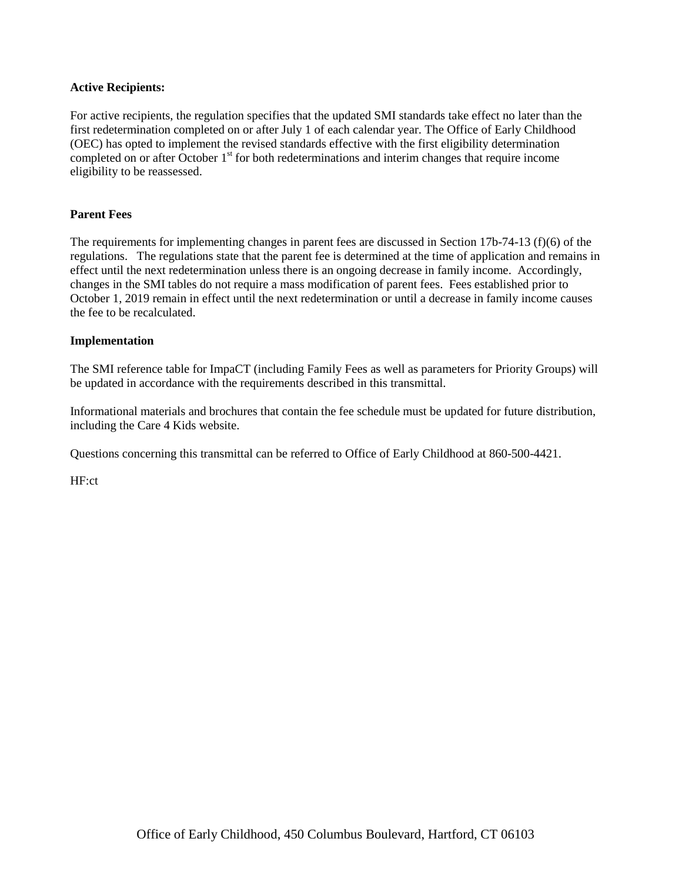**Active Recipients:**

For active recipients, the regulation specifies that the updated SMI standards take effect no later than the first redetermination completed on or after July 1 of each calendar year. The Office of Early Childhood (OEC) has opted to implement the revised standards effective with the first eligibility determination completed on or after October 1st for both redeterminations and interim changes that require income eligibility to be reassessed.

**Parent Fees**

The requirements for implementing changes in parent fees are discussed in Section 17b-74-13 (f)(6) of the regulations. The regulations state that the parent fee is determined at the time of application and remains in effect until the next redetermination unless there is an ongoing decrease in family income. Accordingly, changes in the SMI tables do not require a mass modification of parent fees. Fees established prior to October 1, 2019 remain in effect until the next redetermination or until a decrease in family income causes the fee to be recalculated.

**Implementation**

The SMI reference table for ImpaCT (including Family Fees as well as parameters for Priority Groups) will be updated in accordance with the requirements described in this transmittal.

Informational materials and brochures that contain the fee schedule must be updated for future distribution, including the Care 4 Kids website.

Questions concerning this transmittal can be referred to Office of Early Childhood at 860-500-4421.

HF:ct

Office of Early Childhood, 450 Columbus Boulevard, Hartford, CT 06103